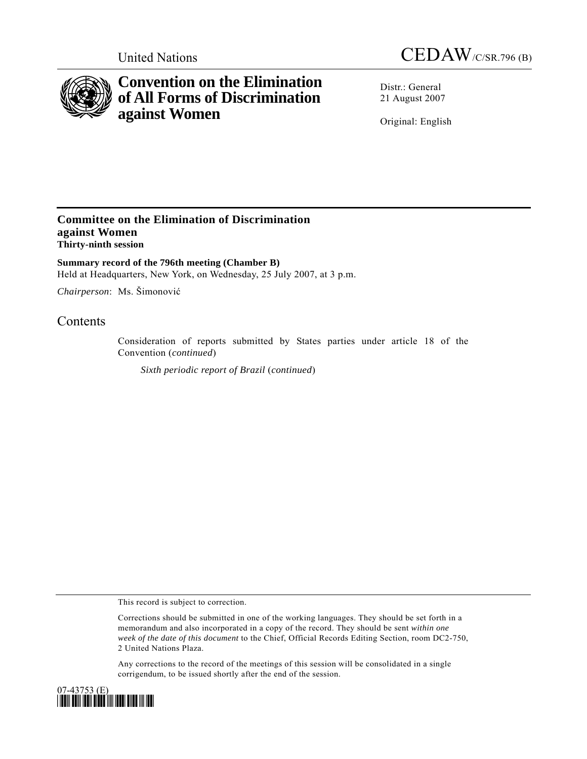United Nations CEDAW/C/SR.796 (B)

# Convention on the Elimination of All Forms of Discrimination against Women

Distr.: General
21 August 2007

Original: English

## Committee on the Elimination of Discrimination against Women
**Thirty-ninth session**

**Summary record of the 796th meeting (Chamber B)**
Held at Headquarters, New York, on Wednesday, 25 July 2007, at 3 p.m.

*Chairperson*: Ms. Šimonović

## Contents

Consideration of reports submitted by States parties under article 18 of the Convention (*continued*)

*Sixth periodic report of Brazil* (*continued*)

This record is subject to correction.

Corrections should be submitted in one of the working languages. They should be set forth in a memorandum and also incorporated in a copy of the record. They should be sent *within one week of the date of this document* to the Chief, Official Records Editing Section, room DC2-750, 2 United Nations Plaza.

Any corrections to the record of the meetings of this session will be consolidated in a single corrigendum, to be issued shortly after the end of the session.

07-43753 (E)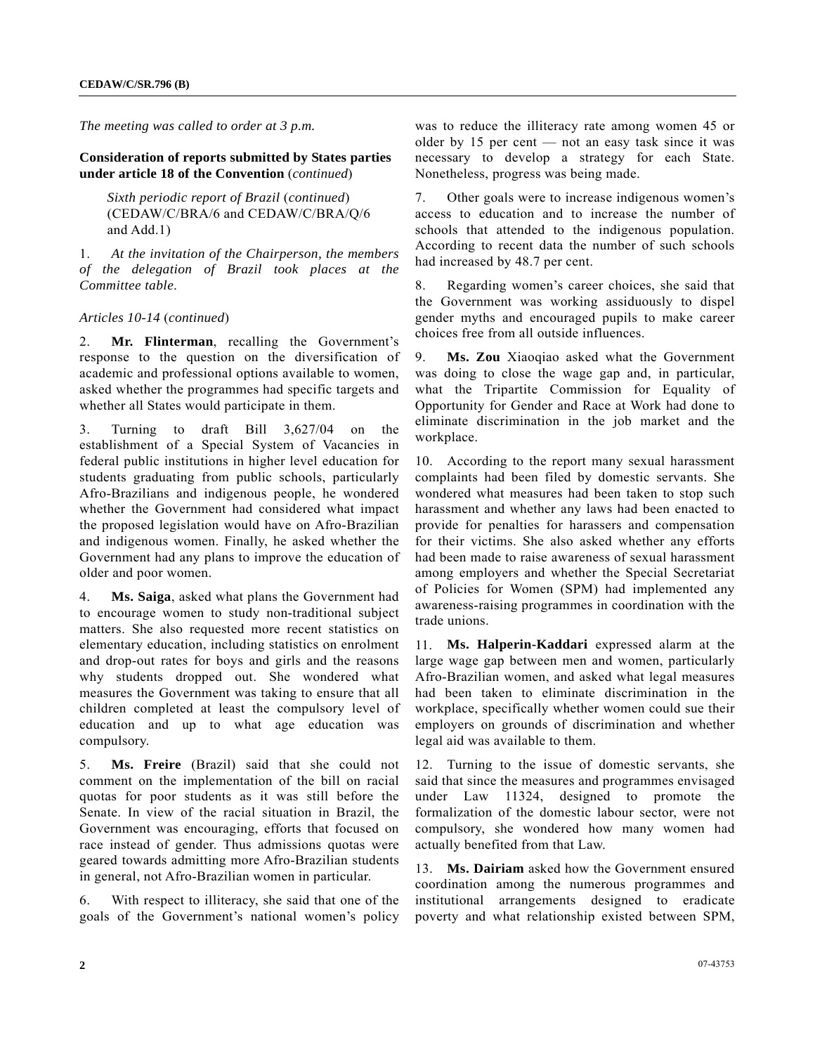*The meeting was called to order at 3 p.m.*

**Consideration of reports submitted by States parties under article 18 of the Convention** (*continued*)

*Sixth periodic report of Brazil* (*continued*) (CEDAW/C/BRA/6 and CEDAW/C/BRA/Q/6 and Add.1)

1. *At the invitation of the Chairperson, the members of the delegation of Brazil took places at the Committee table*.

*Articles 10-14* (*continued*)

2. **Mr. Flinterman**, recalling the Government's response to the question on the diversification of academic and professional options available to women, asked whether the programmes had specific targets and whether all States would participate in them.

3. Turning to draft Bill 3,627/04 on the establishment of a Special System of Vacancies in federal public institutions in higher level education for students graduating from public schools, particularly Afro-Brazilians and indigenous people, he wondered whether the Government had considered what impact the proposed legislation would have on Afro-Brazilian and indigenous women. Finally, he asked whether the Government had any plans to improve the education of older and poor women.

4. **Ms. Saiga**, asked what plans the Government had to encourage women to study non-traditional subject matters. She also requested more recent statistics on elementary education, including statistics on enrolment and drop-out rates for boys and girls and the reasons why students dropped out. She wondered what measures the Government was taking to ensure that all children completed at least the compulsory level of education and up to what age education was compulsory.

5. **Ms. Freire** (Brazil) said that she could not comment on the implementation of the bill on racial quotas for poor students as it was still before the Senate. In view of the racial situation in Brazil, the Government was encouraging, efforts that focused on race instead of gender. Thus admissions quotas were geared towards admitting more Afro-Brazilian students in general, not Afro-Brazilian women in particular.

6. With respect to illiteracy, she said that one of the goals of the Government's national women's policy was to reduce the illiteracy rate among women 45 or older by 15 per cent — not an easy task since it was necessary to develop a strategy for each State. Nonetheless, progress was being made.

7. Other goals were to increase indigenous women's access to education and to increase the number of schools that attended to the indigenous population. According to recent data the number of such schools had increased by 48.7 per cent.

8. Regarding women's career choices, she said that the Government was working assiduously to dispel gender myths and encouraged pupils to make career choices free from all outside influences.

9. **Ms. Zou** Xiaoqiao asked what the Government was doing to close the wage gap and, in particular, what the Tripartite Commission for Equality of Opportunity for Gender and Race at Work had done to eliminate discrimination in the job market and the workplace.

10. According to the report many sexual harassment complaints had been filed by domestic servants. She wondered what measures had been taken to stop such harassment and whether any laws had been enacted to provide for penalties for harassers and compensation for their victims. She also asked whether any efforts had been made to raise awareness of sexual harassment among employers and whether the Special Secretariat of Policies for Women (SPM) had implemented any awareness-raising programmes in coordination with the trade unions.

11. **Ms. Halperin-Kaddari** expressed alarm at the large wage gap between men and women, particularly Afro-Brazilian women, and asked what legal measures had been taken to eliminate discrimination in the workplace, specifically whether women could sue their employers on grounds of discrimination and whether legal aid was available to them.

12. Turning to the issue of domestic servants, she said that since the measures and programmes envisaged under Law 11324, designed to promote the formalization of the domestic labour sector, were not compulsory, she wondered how many women had actually benefited from that Law.

13. **Ms. Dairiam** asked how the Government ensured coordination among the numerous programmes and institutional arrangements designed to eradicate poverty and what relationship existed between SPM,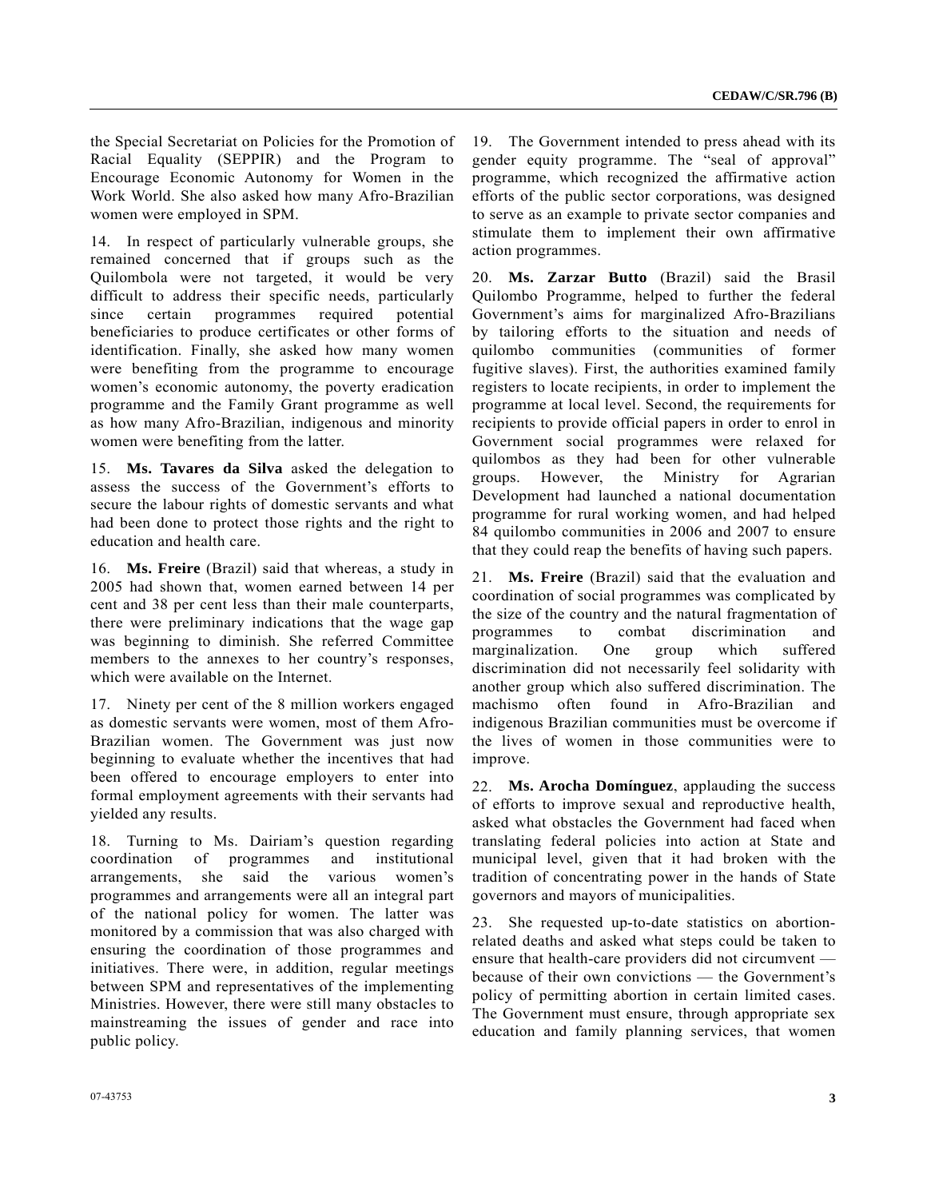the Special Secretariat on Policies for the Promotion of Racial Equality (SEPPIR) and the Program to Encourage Economic Autonomy for Women in the Work World. She also asked how many Afro-Brazilian women were employed in SPM.

14. In respect of particularly vulnerable groups, she remained concerned that if groups such as the Quilombola were not targeted, it would be very difficult to address their specific needs, particularly since certain programmes required potential beneficiaries to produce certificates or other forms of identification. Finally, she asked how many women were benefiting from the programme to encourage women's economic autonomy, the poverty eradication programme and the Family Grant programme as well as how many Afro-Brazilian, indigenous and minority women were benefiting from the latter.

15. **Ms. Tavares da Silva** asked the delegation to assess the success of the Government's efforts to secure the labour rights of domestic servants and what had been done to protect those rights and the right to education and health care.

16. **Ms. Freire** (Brazil) said that whereas, a study in 2005 had shown that, women earned between 14 per cent and 38 per cent less than their male counterparts, there were preliminary indications that the wage gap was beginning to diminish. She referred Committee members to the annexes to her country's responses, which were available on the Internet.

17. Ninety per cent of the 8 million workers engaged as domestic servants were women, most of them Afro-Brazilian women. The Government was just now beginning to evaluate whether the incentives that had been offered to encourage employers to enter into formal employment agreements with their servants had yielded any results.

18. Turning to Ms. Dairiam's question regarding coordination of programmes and institutional arrangements, she said the various women's programmes and arrangements were all an integral part of the national policy for women. The latter was monitored by a commission that was also charged with ensuring the coordination of those programmes and initiatives. There were, in addition, regular meetings between SPM and representatives of the implementing Ministries. However, there were still many obstacles to mainstreaming the issues of gender and race into public policy.

19. The Government intended to press ahead with its gender equity programme. The "seal of approval" programme, which recognized the affirmative action efforts of the public sector corporations, was designed to serve as an example to private sector companies and stimulate them to implement their own affirmative action programmes.

20. **Ms. Zarzar Butto** (Brazil) said the Brasil Quilombo Programme, helped to further the federal Government's aims for marginalized Afro-Brazilians by tailoring efforts to the situation and needs of quilombo communities (communities of former fugitive slaves). First, the authorities examined family registers to locate recipients, in order to implement the programme at local level. Second, the requirements for recipients to provide official papers in order to enrol in Government social programmes were relaxed for quilombos as they had been for other vulnerable groups. However, the Ministry for Agrarian Development had launched a national documentation programme for rural working women, and had helped 84 quilombo communities in 2006 and 2007 to ensure that they could reap the benefits of having such papers.

21. **Ms. Freire** (Brazil) said that the evaluation and coordination of social programmes was complicated by the size of the country and the natural fragmentation of programmes to combat discrimination and marginalization. One group which suffered discrimination did not necessarily feel solidarity with another group which also suffered discrimination. The machismo often found in Afro-Brazilian and indigenous Brazilian communities must be overcome if the lives of women in those communities were to improve.

22. **Ms. Arocha Domínguez**, applauding the success of efforts to improve sexual and reproductive health, asked what obstacles the Government had faced when translating federal policies into action at State and municipal level, given that it had broken with the tradition of concentrating power in the hands of State governors and mayors of municipalities.

23. She requested up-to-date statistics on abortion-related deaths and asked what steps could be taken to ensure that health-care providers did not circumvent — because of their own convictions — the Government's policy of permitting abortion in certain limited cases. The Government must ensure, through appropriate sex education and family planning services, that women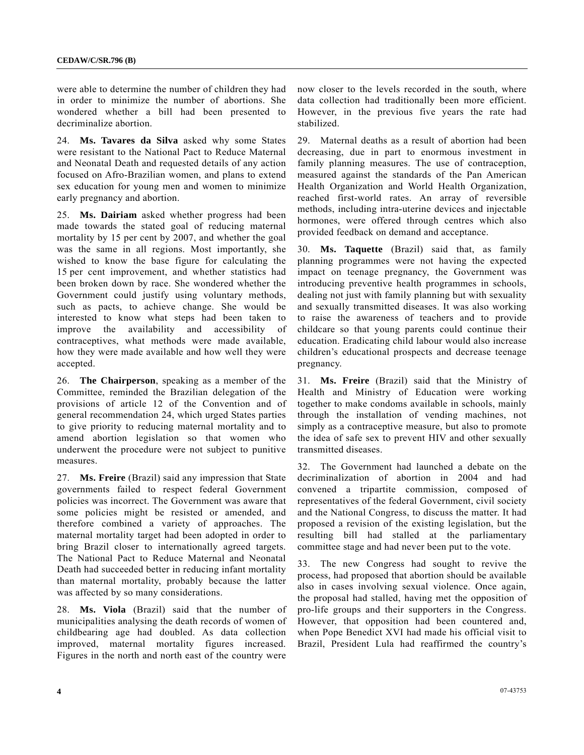were able to determine the number of children they had in order to minimize the number of abortions. She wondered whether a bill had been presented to decriminalize abortion.

24. **Ms. Tavares da Silva** asked why some States were resistant to the National Pact to Reduce Maternal and Neonatal Death and requested details of any action focused on Afro-Brazilian women, and plans to extend sex education for young men and women to minimize early pregnancy and abortion.

25. **Ms. Dairiam** asked whether progress had been made towards the stated goal of reducing maternal mortality by 15 per cent by 2007, and whether the goal was the same in all regions. Most importantly, she wished to know the base figure for calculating the 15 per cent improvement, and whether statistics had been broken down by race. She wondered whether the Government could justify using voluntary methods, such as pacts, to achieve change. She would be interested to know what steps had been taken to improve the availability and accessibility of contraceptives, what methods were made available, how they were made available and how well they were accepted.

26. **The Chairperson**, speaking as a member of the Committee, reminded the Brazilian delegation of the provisions of article 12 of the Convention and of general recommendation 24, which urged States parties to give priority to reducing maternal mortality and to amend abortion legislation so that women who underwent the procedure were not subject to punitive measures.

27. **Ms. Freire** (Brazil) said any impression that State governments failed to respect federal Government policies was incorrect. The Government was aware that some policies might be resisted or amended, and therefore combined a variety of approaches. The maternal mortality target had been adopted in order to bring Brazil closer to internationally agreed targets. The National Pact to Reduce Maternal and Neonatal Death had succeeded better in reducing infant mortality than maternal mortality, probably because the latter was affected by so many considerations.

28. **Ms. Viola** (Brazil) said that the number of municipalities analysing the death records of women of childbearing age had doubled. As data collection improved, maternal mortality figures increased. Figures in the north and north east of the country were now closer to the levels recorded in the south, where data collection had traditionally been more efficient. However, in the previous five years the rate had stabilized.

29. Maternal deaths as a result of abortion had been decreasing, due in part to enormous investment in family planning measures. The use of contraception, measured against the standards of the Pan American Health Organization and World Health Organization, reached first-world rates. An array of reversible methods, including intra-uterine devices and injectable hormones, were offered through centres which also provided feedback on demand and acceptance.

30. **Ms. Taquette** (Brazil) said that, as family planning programmes were not having the expected impact on teenage pregnancy, the Government was introducing preventive health programmes in schools, dealing not just with family planning but with sexuality and sexually transmitted diseases. It was also working to raise the awareness of teachers and to provide childcare so that young parents could continue their education. Eradicating child labour would also increase children's educational prospects and decrease teenage pregnancy.

31. **Ms. Freire** (Brazil) said that the Ministry of Health and Ministry of Education were working together to make condoms available in schools, mainly through the installation of vending machines, not simply as a contraceptive measure, but also to promote the idea of safe sex to prevent HIV and other sexually transmitted diseases.

32. The Government had launched a debate on the decriminalization of abortion in 2004 and had convened a tripartite commission, composed of representatives of the federal Government, civil society and the National Congress, to discuss the matter. It had proposed a revision of the existing legislation, but the resulting bill had stalled at the parliamentary committee stage and had never been put to the vote.

33. The new Congress had sought to revive the process, had proposed that abortion should be available also in cases involving sexual violence. Once again, the proposal had stalled, having met the opposition of pro-life groups and their supporters in the Congress. However, that opposition had been countered and, when Pope Benedict XVI had made his official visit to Brazil, President Lula had reaffirmed the country's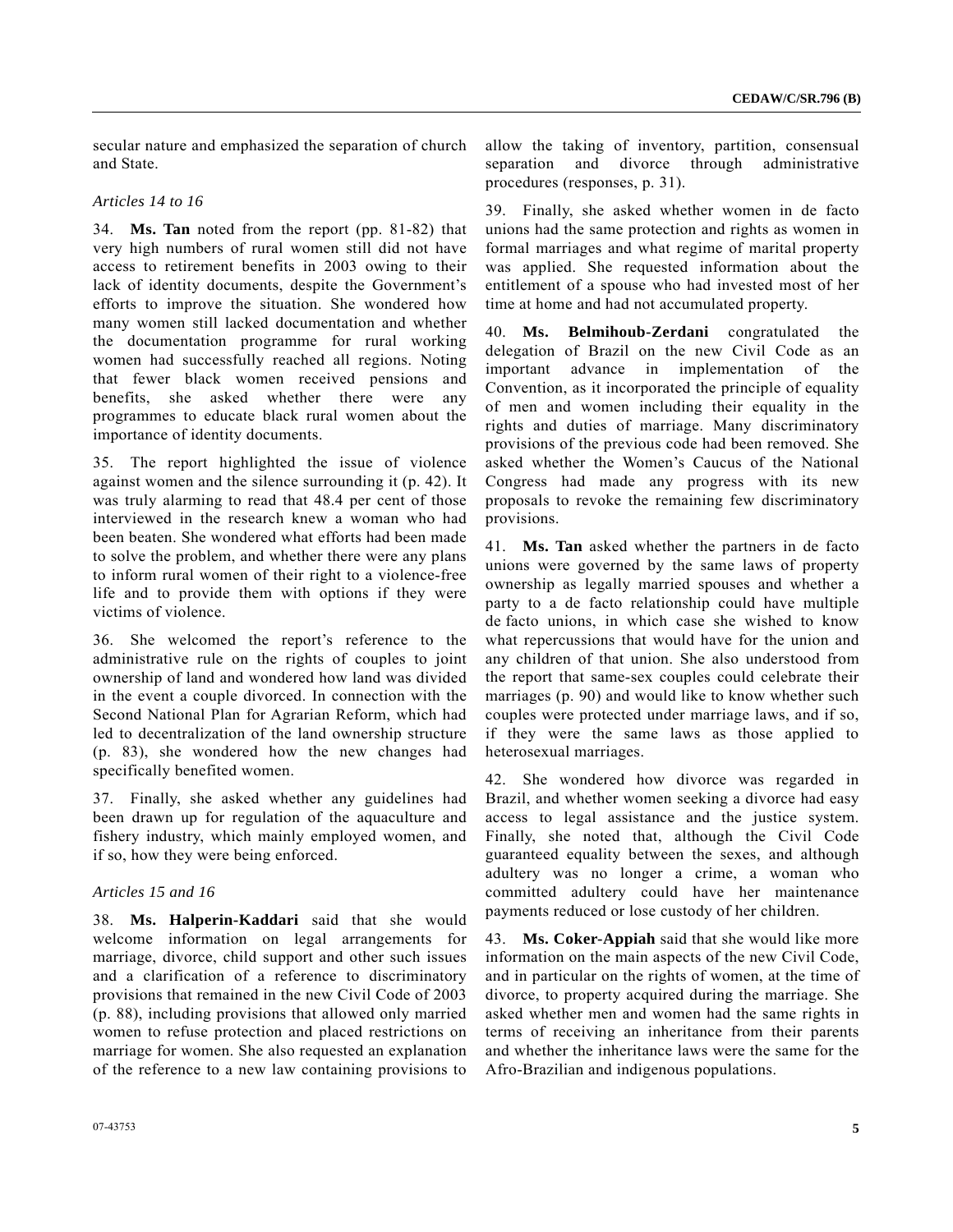secular nature and emphasized the separation of church and State.

*Articles 14 to 16*

34. **Ms. Tan** noted from the report (pp. 81-82) that very high numbers of rural women still did not have access to retirement benefits in 2003 owing to their lack of identity documents, despite the Government's efforts to improve the situation. She wondered how many women still lacked documentation and whether the documentation programme for rural working women had successfully reached all regions. Noting that fewer black women received pensions and benefits, she asked whether there were any programmes to educate black rural women about the importance of identity documents.

35. The report highlighted the issue of violence against women and the silence surrounding it (p. 42). It was truly alarming to read that 48.4 per cent of those interviewed in the research knew a woman who had been beaten. She wondered what efforts had been made to solve the problem, and whether there were any plans to inform rural women of their right to a violence-free life and to provide them with options if they were victims of violence.

36. She welcomed the report's reference to the administrative rule on the rights of couples to joint ownership of land and wondered how land was divided in the event a couple divorced. In connection with the Second National Plan for Agrarian Reform, which had led to decentralization of the land ownership structure (p. 83), she wondered how the new changes had specifically benefited women.

37. Finally, she asked whether any guidelines had been drawn up for regulation of the aquaculture and fishery industry, which mainly employed women, and if so, how they were being enforced.

*Articles 15 and 16*

38. **Ms. Halperin-Kaddari** said that she would welcome information on legal arrangements for marriage, divorce, child support and other such issues and a clarification of a reference to discriminatory provisions that remained in the new Civil Code of 2003 (p. 88), including provisions that allowed only married women to refuse protection and placed restrictions on marriage for women. She also requested an explanation of the reference to a new law containing provisions to allow the taking of inventory, partition, consensual separation and divorce through administrative procedures (responses, p. 31).

39. Finally, she asked whether women in de facto unions had the same protection and rights as women in formal marriages and what regime of marital property was applied. She requested information about the entitlement of a spouse who had invested most of her time at home and had not accumulated property.

40. **Ms. Belmihoub-Zerdani** congratulated the delegation of Brazil on the new Civil Code as an important advance in implementation of the Convention, as it incorporated the principle of equality of men and women including their equality in the rights and duties of marriage. Many discriminatory provisions of the previous code had been removed. She asked whether the Women's Caucus of the National Congress had made any progress with its new proposals to revoke the remaining few discriminatory provisions.

41. **Ms. Tan** asked whether the partners in de facto unions were governed by the same laws of property ownership as legally married spouses and whether a party to a de facto relationship could have multiple de facto unions, in which case she wished to know what repercussions that would have for the union and any children of that union. She also understood from the report that same-sex couples could celebrate their marriages (p. 90) and would like to know whether such couples were protected under marriage laws, and if so, if they were the same laws as those applied to heterosexual marriages.

42. She wondered how divorce was regarded in Brazil, and whether women seeking a divorce had easy access to legal assistance and the justice system. Finally, she noted that, although the Civil Code guaranteed equality between the sexes, and although adultery was no longer a crime, a woman who committed adultery could have her maintenance payments reduced or lose custody of her children.

43. **Ms. Coker-Appiah** said that she would like more information on the main aspects of the new Civil Code, and in particular on the rights of women, at the time of divorce, to property acquired during the marriage. She asked whether men and women had the same rights in terms of receiving an inheritance from their parents and whether the inheritance laws were the same for the Afro-Brazilian and indigenous populations.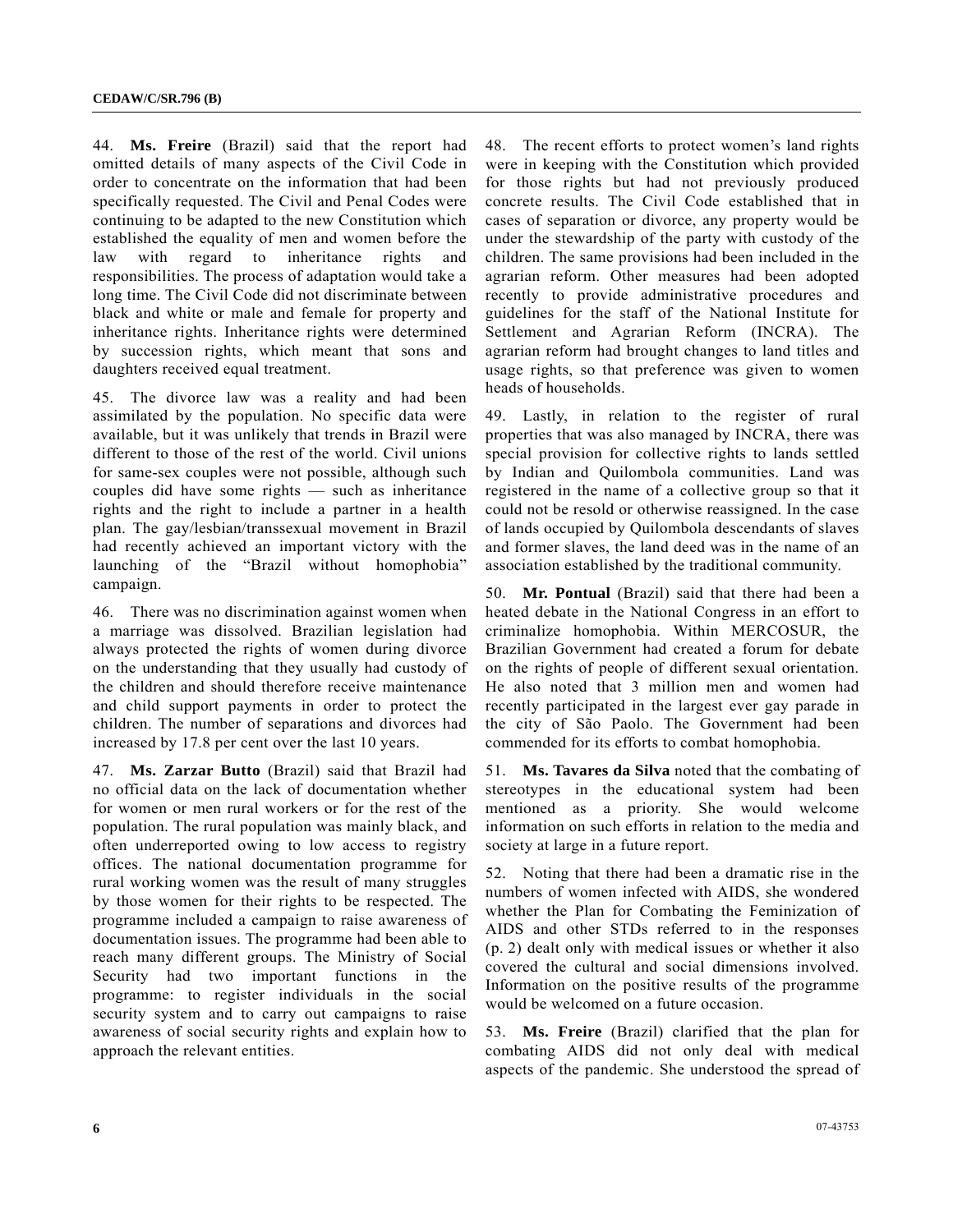44. **Ms. Freire** (Brazil) said that the report had omitted details of many aspects of the Civil Code in order to concentrate on the information that had been specifically requested. The Civil and Penal Codes were continuing to be adapted to the new Constitution which established the equality of men and women before the law with regard to inheritance rights and responsibilities. The process of adaptation would take a long time. The Civil Code did not discriminate between black and white or male and female for property and inheritance rights. Inheritance rights were determined by succession rights, which meant that sons and daughters received equal treatment.

45. The divorce law was a reality and had been assimilated by the population. No specific data were available, but it was unlikely that trends in Brazil were different to those of the rest of the world. Civil unions for same-sex couples were not possible, although such couples did have some rights — such as inheritance rights and the right to include a partner in a health plan. The gay/lesbian/transsexual movement in Brazil had recently achieved an important victory with the launching of the "Brazil without homophobia" campaign.

46. There was no discrimination against women when a marriage was dissolved. Brazilian legislation had always protected the rights of women during divorce on the understanding that they usually had custody of the children and should therefore receive maintenance and child support payments in order to protect the children. The number of separations and divorces had increased by 17.8 per cent over the last 10 years.

47. **Ms. Zarzar Butto** (Brazil) said that Brazil had no official data on the lack of documentation whether for women or men rural workers or for the rest of the population. The rural population was mainly black, and often underreported owing to low access to registry offices. The national documentation programme for rural working women was the result of many struggles by those women for their rights to be respected. The programme included a campaign to raise awareness of documentation issues. The programme had been able to reach many different groups. The Ministry of Social Security had two important functions in the programme: to register individuals in the social security system and to carry out campaigns to raise awareness of social security rights and explain how to approach the relevant entities.

48. The recent efforts to protect women's land rights were in keeping with the Constitution which provided for those rights but had not previously produced concrete results. The Civil Code established that in cases of separation or divorce, any property would be under the stewardship of the party with custody of the children. The same provisions had been included in the agrarian reform. Other measures had been adopted recently to provide administrative procedures and guidelines for the staff of the National Institute for Settlement and Agrarian Reform (INCRA). The agrarian reform had brought changes to land titles and usage rights, so that preference was given to women heads of households.

49. Lastly, in relation to the register of rural properties that was also managed by INCRA, there was special provision for collective rights to lands settled by Indian and Quilombola communities. Land was registered in the name of a collective group so that it could not be resold or otherwise reassigned. In the case of lands occupied by Quilombola descendants of slaves and former slaves, the land deed was in the name of an association established by the traditional community.

50. **Mr. Pontual** (Brazil) said that there had been a heated debate in the National Congress in an effort to criminalize homophobia. Within MERCOSUR, the Brazilian Government had created a forum for debate on the rights of people of different sexual orientation. He also noted that 3 million men and women had recently participated in the largest ever gay parade in the city of São Paolo. The Government had been commended for its efforts to combat homophobia.

51. **Ms. Tavares da Silva** noted that the combating of stereotypes in the educational system had been mentioned as a priority. She would welcome information on such efforts in relation to the media and society at large in a future report.

52. Noting that there had been a dramatic rise in the numbers of women infected with AIDS, she wondered whether the Plan for Combating the Feminization of AIDS and other STDs referred to in the responses (p. 2) dealt only with medical issues or whether it also covered the cultural and social dimensions involved. Information on the positive results of the programme would be welcomed on a future occasion.

53. **Ms. Freire** (Brazil) clarified that the plan for combating AIDS did not only deal with medical aspects of the pandemic. She understood the spread of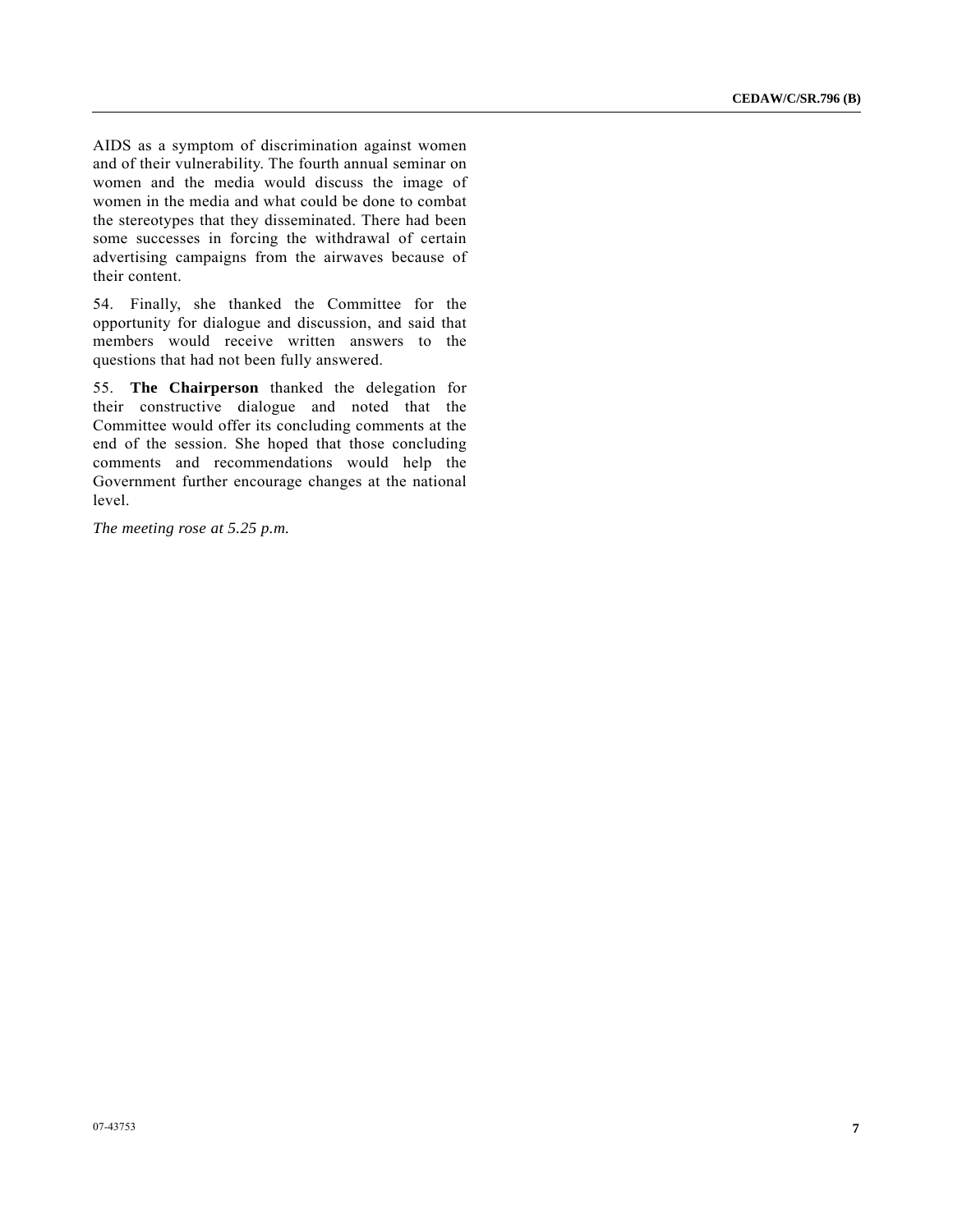AIDS as a symptom of discrimination against women and of their vulnerability. The fourth annual seminar on women and the media would discuss the image of women in the media and what could be done to combat the stereotypes that they disseminated. There had been some successes in forcing the withdrawal of certain advertising campaigns from the airwaves because of their content.

54. Finally, she thanked the Committee for the opportunity for dialogue and discussion, and said that members would receive written answers to the questions that had not been fully answered.

55. **The Chairperson** thanked the delegation for their constructive dialogue and noted that the Committee would offer its concluding comments at the end of the session. She hoped that those concluding comments and recommendations would help the Government further encourage changes at the national level.

*The meeting rose at 5.25 p.m.*